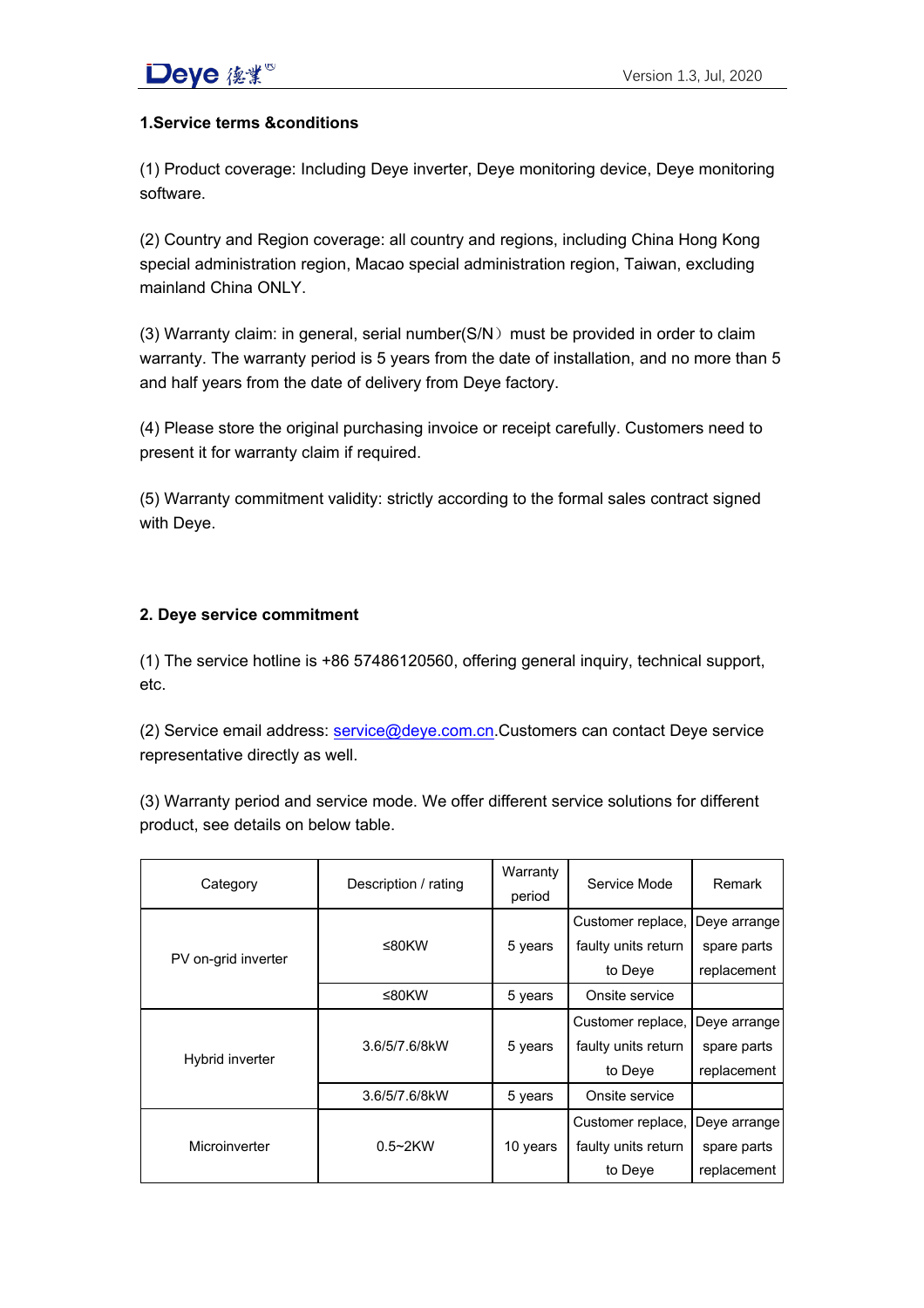**1.Service terms &conditions**

(1) Product coverage: Including Deye inverter, Deye monitoring device, Deye monitoring software.

(2) Country and Region coverage: all country and regions, including China Hong Kong special administration region, Macao special administration region, Taiwan, excluding mainland China ONLY.

(3) Warranty claim: in general, serial number(S/N） must be provided in order to claim warranty. The warranty period is 5 years from the date of installation, and no more than 5 and half years from the date of delivery from Deye factory.

(4) Please store the original purchasing invoice or receipt carefully. Customers need to present it for warranty claim if required.

(5) Warranty commitment validity: strictly according to the formal sales contract signed with Deye.

**2. Deye service commitment**

(1) The service hotline is +86 57486120560, offering general inquiry, technical support, etc.

(2) Service email address: service@deye.com.cn.Customers can contact Deye service representative directly as well.

(3) Warranty period and service mode. We offer different service solutions for different product, see details on below table.

| Category | Description / rating | Warranty period | Service Mode | Remark |
|---|---|---|---|---|
| PV on-grid inverter | ≤80KW | 5 years | Customer replace, faulty units return to Deye | Deye arrange spare parts replacement |
| | ≤80KW | 5 years | Onsite service | |
| Hybrid inverter | 3.6/5/7.6/8kW | 5 years | Customer replace, faulty units return to Deye | Deye arrange spare parts replacement |
| | 3.6/5/7.6/8kW | 5 years | Onsite service | |
| Microinverter | 0.5~2KW | 10 years | Customer replace, faulty units return to Deye | Deye arrange spare parts replacement |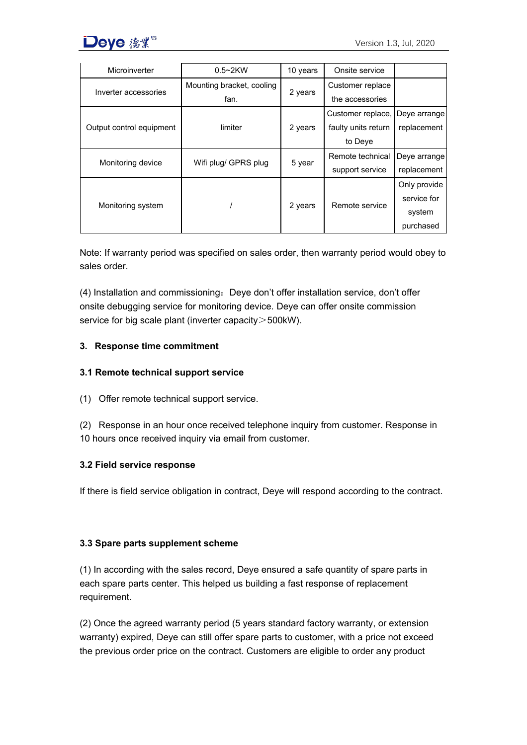| Microinverter | 0.5~2KW | 10 years | Onsite service | |
|---|---|---|---|---|
| Inverter accessories | Mounting bracket, cooling fan. | 2 years | Customer replace the accessories | |
| Output control equipment | limiter | 2 years | Customer replace, faulty units return to Deye | Deye arrange replacement |
| Monitoring device | Wifi plug/ GPRS plug | 5 year | Remote technical support service | Deye arrange replacement |
| Monitoring system | / | 2 years | Remote service | Only provide service for system purchased |

Note: If warranty period was specified on sales order, then warranty period would obey to sales order.

(4) Installation and commissioning：Deye don't offer installation service, don't offer onsite debugging service for monitoring device. Deye can offer onsite commission service for big scale plant (inverter capacity＞500kW).

## 3. Response time commitment

### 3.1 Remote technical support service

(1) Offer remote technical support service.

(2) Response in an hour once received telephone inquiry from customer. Response in 10 hours once received inquiry via email from customer.

### 3.2 Field service response

If there is field service obligation in contract, Deye will respond according to the contract.

### 3.3 Spare parts supplement scheme

(1) In according with the sales record, Deye ensured a safe quantity of spare parts in each spare parts center. This helped us building a fast response of replacement requirement.

(2) Once the agreed warranty period (5 years standard factory warranty, or extension warranty) expired, Deye can still offer spare parts to customer, with a price not exceed the previous order price on the contract. Customers are eligible to order any product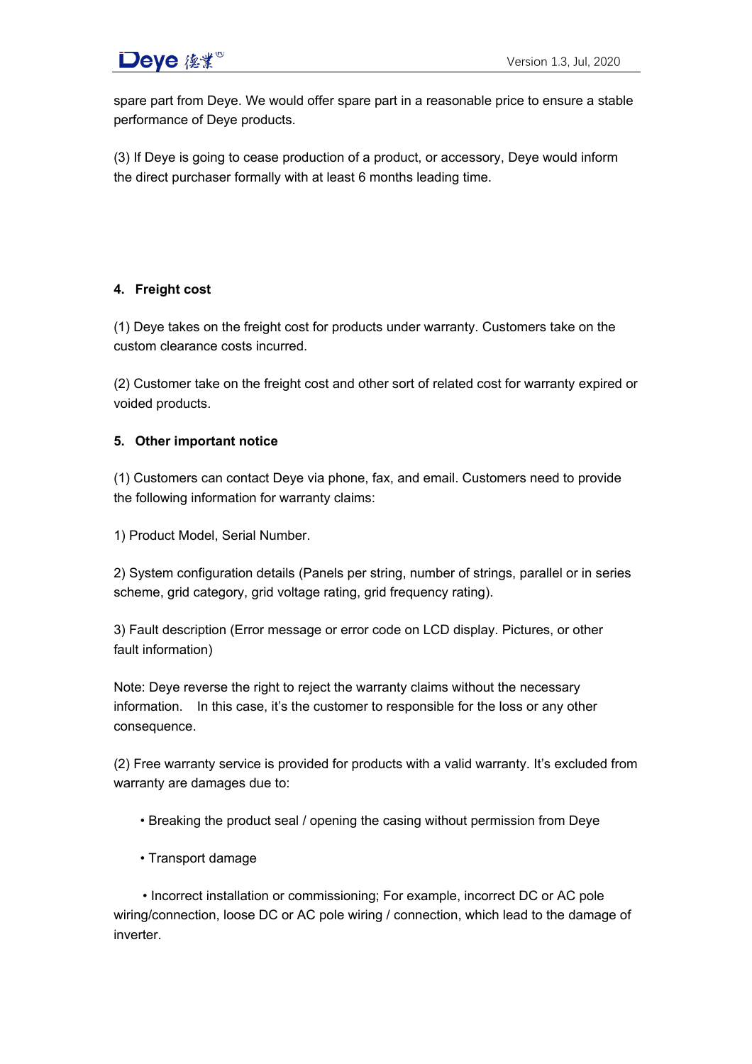spare part from Deye. We would offer spare part in a reasonable price to ensure a stable performance of Deye products.

(3) If Deye is going to cease production of a product, or accessory, Deye would inform the direct purchaser formally with at least 6 months leading time.

## 4. Freight cost

(1) Deye takes on the freight cost for products under warranty. Customers take on the custom clearance costs incurred.

(2) Customer take on the freight cost and other sort of related cost for warranty expired or voided products.

## 5. Other important notice

(1) Customers can contact Deye via phone, fax, and email. Customers need to provide the following information for warranty claims:

1) Product Model, Serial Number.

2) System configuration details (Panels per string, number of strings, parallel or in series scheme, grid category, grid voltage rating, grid frequency rating).

3) Fault description (Error message or error code on LCD display. Pictures, or other fault information)

Note: Deye reverse the right to reject the warranty claims without the necessary information. In this case, it's the customer to responsible for the loss or any other consequence.

(2) Free warranty service is provided for products with a valid warranty. It's excluded from warranty are damages due to:

- Breaking the product seal / opening the casing without permission from Deye
- Transport damage
- Incorrect installation or commissioning; For example, incorrect DC or AC pole wiring/connection, loose DC or AC pole wiring / connection, which lead to the damage of inverter.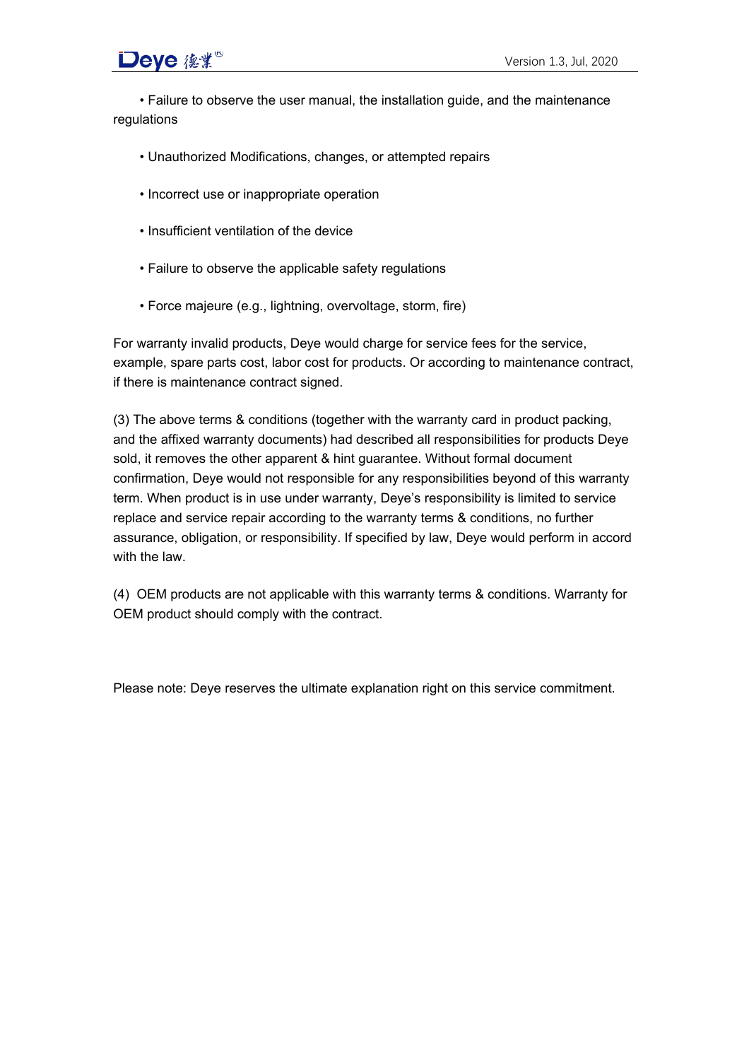- Failure to observe the user manual, the installation guide, and the maintenance regulations

- Unauthorized Modifications, changes, or attempted repairs

- Incorrect use or inappropriate operation

- Insufficient ventilation of the device

- Failure to observe the applicable safety regulations

- Force majeure (e.g., lightning, overvoltage, storm, fire)

For warranty invalid products, Deye would charge for service fees for the service, example, spare parts cost, labor cost for products. Or according to maintenance contract, if there is maintenance contract signed.

(3) The above terms & conditions (together with the warranty card in product packing, and the affixed warranty documents) had described all responsibilities for products Deye sold, it removes the other apparent & hint guarantee. Without formal document confirmation, Deye would not responsible for any responsibilities beyond of this warranty term. When product is in use under warranty, Deye's responsibility is limited to service replace and service repair according to the warranty terms & conditions, no further assurance, obligation, or responsibility. If specified by law, Deye would perform in accord with the law.

(4) OEM products are not applicable with this warranty terms & conditions. Warranty for OEM product should comply with the contract.

Please note: Deye reserves the ultimate explanation right on this service commitment.